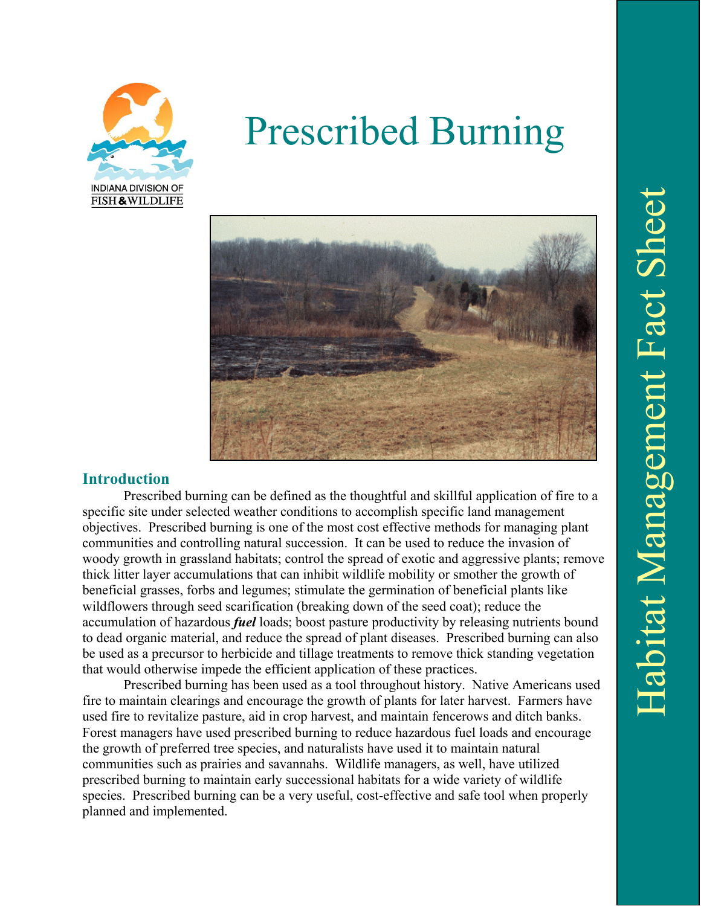# Prescribed Burning

INDIANA DIVISION OF FISH & WILDLIFE

Habitat Management Fact Sheet

## Introduction

Prescribed burning can be defined as the thoughtful and skillful application of fire to a specific site under selected weather conditions to accomplish specific land management objectives. Prescribed burning is one of the most cost effective methods for managing plant communities and controlling natural succession. It can be used to reduce the invasion of woody growth in grassland habitats; control the spread of exotic and aggressive plants; remove thick litter layer accumulations that can inhibit wildlife mobility or smother the growth of beneficial grasses, forbs and legumes; stimulate the germination of beneficial plants like wildflowers through seed scarification (breaking down of the seed coat); reduce the accumulation of hazardous ***fuel*** loads; boost pasture productivity by releasing nutrients bound to dead organic material, and reduce the spread of plant diseases. Prescribed burning can also be used as a precursor to herbicide and tillage treatments to remove thick standing vegetation that would otherwise impede the efficient application of these practices.

Prescribed burning has been used as a tool throughout history. Native Americans used fire to maintain clearings and encourage the growth of plants for later harvest. Farmers have used fire to revitalize pasture, aid in crop harvest, and maintain fencerows and ditch banks. Forest managers have used prescribed burning to reduce hazardous fuel loads and encourage the growth of preferred tree species, and naturalists have used it to maintain natural communities such as prairies and savannahs. Wildlife managers, as well, have utilized prescribed burning to maintain early successional habitats for a wide variety of wildlife species. Prescribed burning can be a very useful, cost-effective and safe tool when properly planned and implemented.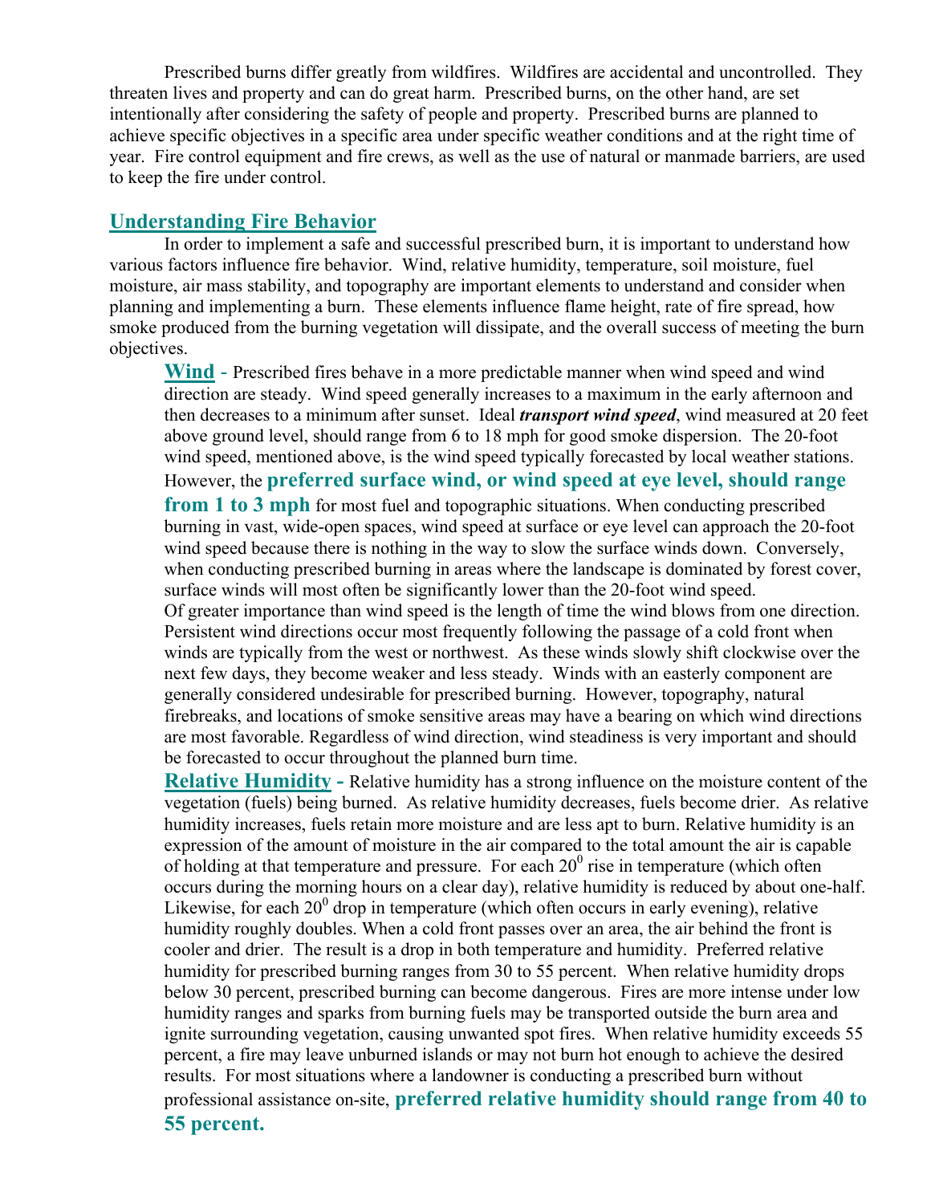Prescribed burns differ greatly from wildfires. Wildfires are accidental and uncontrolled. They threaten lives and property and can do great harm. Prescribed burns, on the other hand, are set intentionally after considering the safety of people and property. Prescribed burns are planned to achieve specific objectives in a specific area under specific weather conditions and at the right time of year. Fire control equipment and fire crews, as well as the use of natural or manmade barriers, are used to keep the fire under control.

## Understanding Fire Behavior

In order to implement a safe and successful prescribed burn, it is important to understand how various factors influence fire behavior. Wind, relative humidity, temperature, soil moisture, fuel moisture, air mass stability, and topography are important elements to understand and consider when planning and implementing a burn. These elements influence flame height, rate of fire spread, how smoke produced from the burning vegetation will dissipate, and the overall success of meeting the burn objectives.

**Wind** - Prescribed fires behave in a more predictable manner when wind speed and wind direction are steady. Wind speed generally increases to a maximum in the early afternoon and then decreases to a minimum after sunset. Ideal ***transport wind speed***, wind measured at 20 feet above ground level, should range from 6 to 18 mph for good smoke dispersion. The 20-foot wind speed, mentioned above, is the wind speed typically forecasted by local weather stations. However, the **preferred surface wind, or wind speed at eye level, should range from 1 to 3 mph** for most fuel and topographic situations. When conducting prescribed burning in vast, wide-open spaces, wind speed at surface or eye level can approach the 20-foot wind speed because there is nothing in the way to slow the surface winds down. Conversely, when conducting prescribed burning in areas where the landscape is dominated by forest cover, surface winds will most often be significantly lower than the 20-foot wind speed.

Of greater importance than wind speed is the length of time the wind blows from one direction. Persistent wind directions occur most frequently following the passage of a cold front when winds are typically from the west or northwest. As these winds slowly shift clockwise over the next few days, they become weaker and less steady. Winds with an easterly component are generally considered undesirable for prescribed burning. However, topography, natural firebreaks, and locations of smoke sensitive areas may have a bearing on which wind directions are most favorable. Regardless of wind direction, wind steadiness is very important and should be forecasted to occur throughout the planned burn time.

**Relative Humidity -** Relative humidity has a strong influence on the moisture content of the vegetation (fuels) being burned. As relative humidity decreases, fuels become drier. As relative humidity increases, fuels retain more moisture and are less apt to burn. Relative humidity is an expression of the amount of moisture in the air compared to the total amount the air is capable of holding at that temperature and pressure. For each $20^0$ rise in temperature (which often occurs during the morning hours on a clear day), relative humidity is reduced by about one-half. Likewise, for each $20^0$ drop in temperature (which often occurs in early evening), relative humidity roughly doubles. When a cold front passes over an area, the air behind the front is cooler and drier. The result is a drop in both temperature and humidity. Preferred relative humidity for prescribed burning ranges from 30 to 55 percent. When relative humidity drops below 30 percent, prescribed burning can become dangerous. Fires are more intense under low humidity ranges and sparks from burning fuels may be transported outside the burn area and ignite surrounding vegetation, causing unwanted spot fires. When relative humidity exceeds 55 percent, a fire may leave unburned islands or may not burn hot enough to achieve the desired results. For most situations where a landowner is conducting a prescribed burn without professional assistance on-site, **preferred relative humidity should range from 40 to 55 percent.**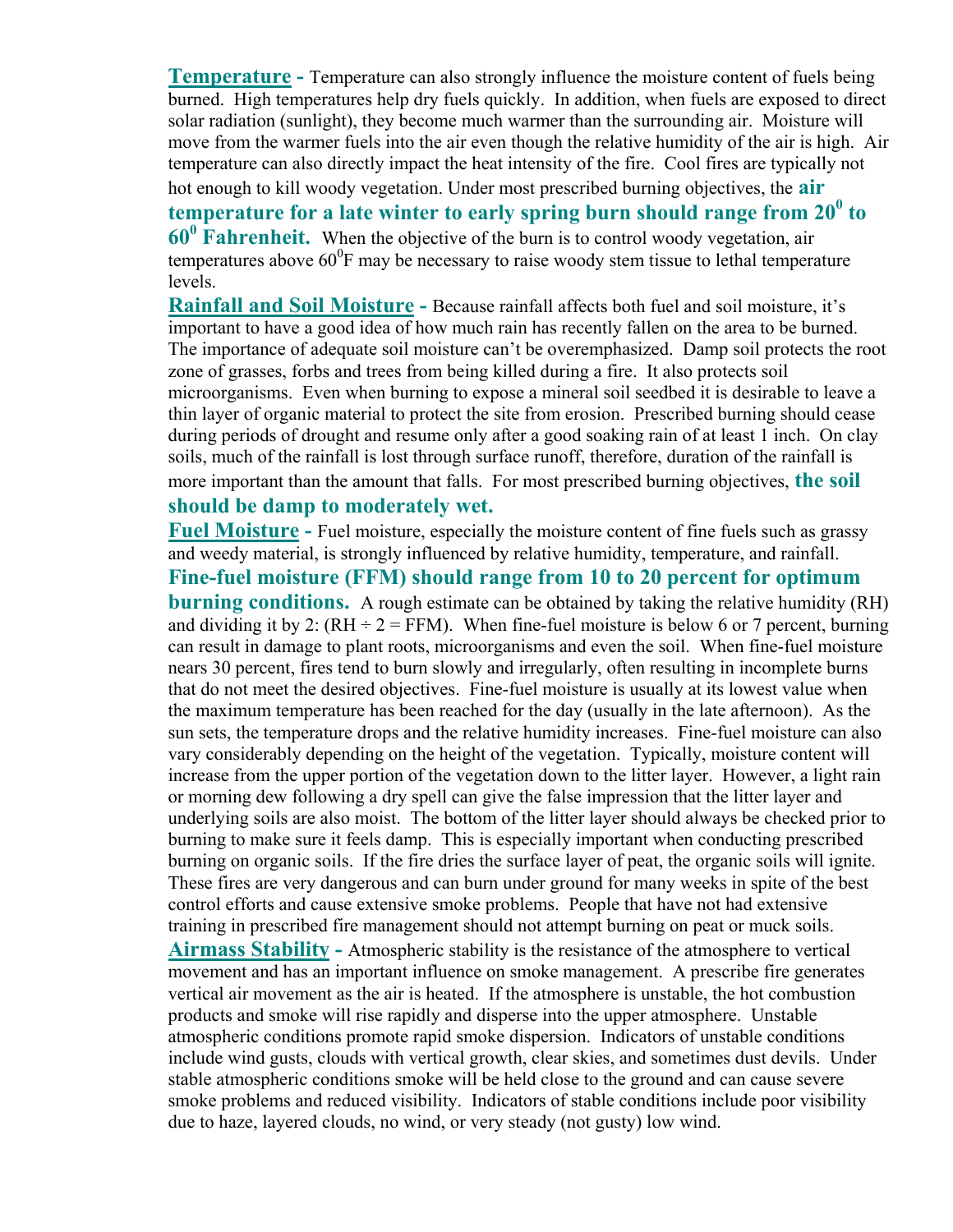**Temperature -** Temperature can also strongly influence the moisture content of fuels being burned. High temperatures help dry fuels quickly. In addition, when fuels are exposed to direct solar radiation (sunlight), they become much warmer than the surrounding air. Moisture will move from the warmer fuels into the air even though the relative humidity of the air is high. Air temperature can also directly impact the heat intensity of the fire. Cool fires are typically not hot enough to kill woody vegetation. Under most prescribed burning objectives, the **air temperature for a late winter to early spring burn should range from $20^0$ to $60^0$ Fahrenheit.** When the objective of the burn is to control woody vegetation, air temperatures above $60^0$F may be necessary to raise woody stem tissue to lethal temperature levels.

**Rainfall and Soil Moisture -** Because rainfall affects both fuel and soil moisture, it's important to have a good idea of how much rain has recently fallen on the area to be burned. The importance of adequate soil moisture can't be overemphasized. Damp soil protects the root zone of grasses, forbs and trees from being killed during a fire. It also protects soil microorganisms. Even when burning to expose a mineral soil seedbed it is desirable to leave a thin layer of organic material to protect the site from erosion. Prescribed burning should cease during periods of drought and resume only after a good soaking rain of at least 1 inch. On clay soils, much of the rainfall is lost through surface runoff, therefore, duration of the rainfall is more important than the amount that falls. For most prescribed burning objectives, **the soil should be damp to moderately wet.**

**Fuel Moisture -** Fuel moisture, especially the moisture content of fine fuels such as grassy and weedy material, is strongly influenced by relative humidity, temperature, and rainfall. **Fine-fuel moisture (FFM) should range from 10 to 20 percent for optimum burning conditions.** A rough estimate can be obtained by taking the relative humidity (RH) and dividing it by 2: (RH ÷ 2 = FFM). When fine-fuel moisture is below 6 or 7 percent, burning can result in damage to plant roots, microorganisms and even the soil. When fine-fuel moisture nears 30 percent, fires tend to burn slowly and irregularly, often resulting in incomplete burns that do not meet the desired objectives. Fine-fuel moisture is usually at its lowest value when the maximum temperature has been reached for the day (usually in the late afternoon). As the sun sets, the temperature drops and the relative humidity increases. Fine-fuel moisture can also vary considerably depending on the height of the vegetation. Typically, moisture content will increase from the upper portion of the vegetation down to the litter layer. However, a light rain or morning dew following a dry spell can give the false impression that the litter layer and underlying soils are also moist. The bottom of the litter layer should always be checked prior to burning to make sure it feels damp. This is especially important when conducting prescribed burning on organic soils. If the fire dries the surface layer of peat, the organic soils will ignite. These fires are very dangerous and can burn under ground for many weeks in spite of the best control efforts and cause extensive smoke problems. People that have not had extensive training in prescribed fire management should not attempt burning on peat or muck soils.

**Airmass Stability -** Atmospheric stability is the resistance of the atmosphere to vertical movement and has an important influence on smoke management. A prescribe fire generates vertical air movement as the air is heated. If the atmosphere is unstable, the hot combustion products and smoke will rise rapidly and disperse into the upper atmosphere. Unstable atmospheric conditions promote rapid smoke dispersion. Indicators of unstable conditions include wind gusts, clouds with vertical growth, clear skies, and sometimes dust devils. Under stable atmospheric conditions smoke will be held close to the ground and can cause severe smoke problems and reduced visibility. Indicators of stable conditions include poor visibility due to haze, layered clouds, no wind, or very steady (not gusty) low wind.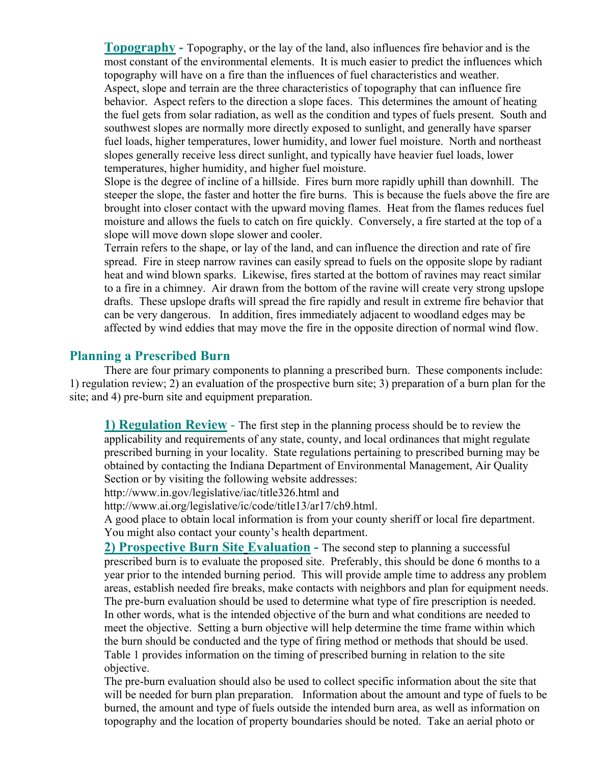**Topography** - Topography, or the lay of the land, also influences fire behavior and is the most constant of the environmental elements. It is much easier to predict the influences which topography will have on a fire than the influences of fuel characteristics and weather. Aspect, slope and terrain are the three characteristics of topography that can influence fire behavior. Aspect refers to the direction a slope faces. This determines the amount of heating the fuel gets from solar radiation, as well as the condition and types of fuels present. South and southwest slopes are normally more directly exposed to sunlight, and generally have sparser fuel loads, higher temperatures, lower humidity, and lower fuel moisture. North and northeast slopes generally receive less direct sunlight, and typically have heavier fuel loads, lower temperatures, higher humidity, and higher fuel moisture.

Slope is the degree of incline of a hillside. Fires burn more rapidly uphill than downhill. The steeper the slope, the faster and hotter the fire burns. This is because the fuels above the fire are brought into closer contact with the upward moving flames. Heat from the flames reduces fuel moisture and allows the fuels to catch on fire quickly. Conversely, a fire started at the top of a slope will move down slope slower and cooler.

Terrain refers to the shape, or lay of the land, and can influence the direction and rate of fire spread. Fire in steep narrow ravines can easily spread to fuels on the opposite slope by radiant heat and wind blown sparks. Likewise, fires started at the bottom of ravines may react similar to a fire in a chimney. Air drawn from the bottom of the ravine will create very strong upslope drafts. These upslope drafts will spread the fire rapidly and result in extreme fire behavior that can be very dangerous. In addition, fires immediately adjacent to woodland edges may be affected by wind eddies that may move the fire in the opposite direction of normal wind flow.

## Planning a Prescribed Burn

There are four primary components to planning a prescribed burn. These components include: 1) regulation review; 2) an evaluation of the prospective burn site; 3) preparation of a burn plan for the site; and 4) pre-burn site and equipment preparation.

**1) Regulation Review** - The first step in the planning process should be to review the applicability and requirements of any state, county, and local ordinances that might regulate prescribed burning in your locality. State regulations pertaining to prescribed burning may be obtained by contacting the Indiana Department of Environmental Management, Air Quality Section or by visiting the following website addresses:
http://www.in.gov/legislative/iac/title326.html and
http://www.ai.org/legislative/ic/code/title13/ar17/ch9.html.
A good place to obtain local information is from your county sheriff or local fire department. You might also contact your county's health department.

**2) Prospective Burn Site Evaluation** - The second step to planning a successful prescribed burn is to evaluate the proposed site. Preferably, this should be done 6 months to a year prior to the intended burning period. This will provide ample time to address any problem areas, establish needed fire breaks, make contacts with neighbors and plan for equipment needs. The pre-burn evaluation should be used to determine what type of fire prescription is needed. In other words, what is the intended objective of the burn and what conditions are needed to meet the objective. Setting a burn objective will help determine the time frame within which the burn should be conducted and the type of firing method or methods that should be used. Table 1 provides information on the timing of prescribed burning in relation to the site objective.

The pre-burn evaluation should also be used to collect specific information about the site that will be needed for burn plan preparation. Information about the amount and type of fuels to be burned, the amount and type of fuels outside the intended burn area, as well as information on topography and the location of property boundaries should be noted. Take an aerial photo or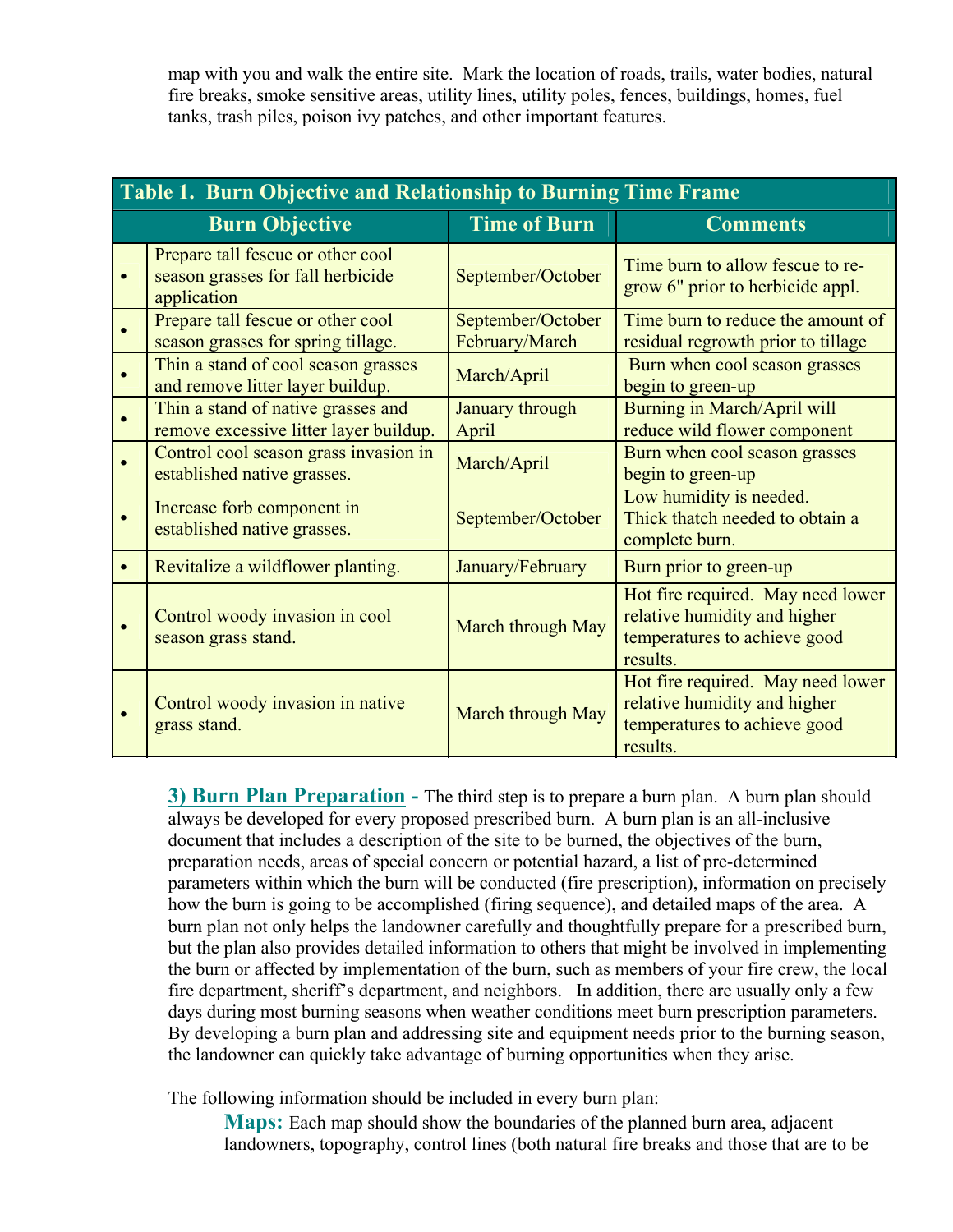map with you and walk the entire site. Mark the location of roads, trails, water bodies, natural fire breaks, smoke sensitive areas, utility lines, utility poles, fences, buildings, homes, fuel tanks, trash piles, poison ivy patches, and other important features.

**Table 1. Burn Objective and Relationship to Burning Time Frame**

| Burn Objective | Time of Burn | Comments |
|---|---|---|
| • Prepare tall fescue or other cool season grasses for fall herbicide application | September/October | Time burn to allow fescue to re-grow 6" prior to herbicide appl. |
| • Prepare tall fescue or other cool season grasses for spring tillage. | September/October February/March | Time burn to reduce the amount of residual regrowth prior to tillage |
| • Thin a stand of cool season grasses and remove litter layer buildup. | March/April | Burn when cool season grasses begin to green-up |
| • Thin a stand of native grasses and remove excessive litter layer buildup. | January through April | Burning in March/April will reduce wild flower component |
| • Control cool season grass invasion in established native grasses. | March/April | Burn when cool season grasses begin to green-up |
| • Increase forb component in established native grasses. | September/October | Low humidity is needed. Thick thatch needed to obtain a complete burn. |
| • Revitalize a wildflower planting. | January/February | Burn prior to green-up |
| • Control woody invasion in cool season grass stand. | March through May | Hot fire required. May need lower relative humidity and higher temperatures to achieve good results. |
| • Control woody invasion in native grass stand. | March through May | Hot fire required. May need lower relative humidity and higher temperatures to achieve good results. |

**3) Burn Plan Preparation -** The third step is to prepare a burn plan. A burn plan should always be developed for every proposed prescribed burn. A burn plan is an all-inclusive document that includes a description of the site to be burned, the objectives of the burn, preparation needs, areas of special concern or potential hazard, a list of pre-determined parameters within which the burn will be conducted (fire prescription), information on precisely how the burn is going to be accomplished (firing sequence), and detailed maps of the area. A burn plan not only helps the landowner carefully and thoughtfully prepare for a prescribed burn, but the plan also provides detailed information to others that might be involved in implementing the burn or affected by implementation of the burn, such as members of your fire crew, the local fire department, sheriff's department, and neighbors. In addition, there are usually only a few days during most burning seasons when weather conditions meet burn prescription parameters. By developing a burn plan and addressing site and equipment needs prior to the burning season, the landowner can quickly take advantage of burning opportunities when they arise.

The following information should be included in every burn plan:

**Maps:** Each map should show the boundaries of the planned burn area, adjacent landowners, topography, control lines (both natural fire breaks and those that are to be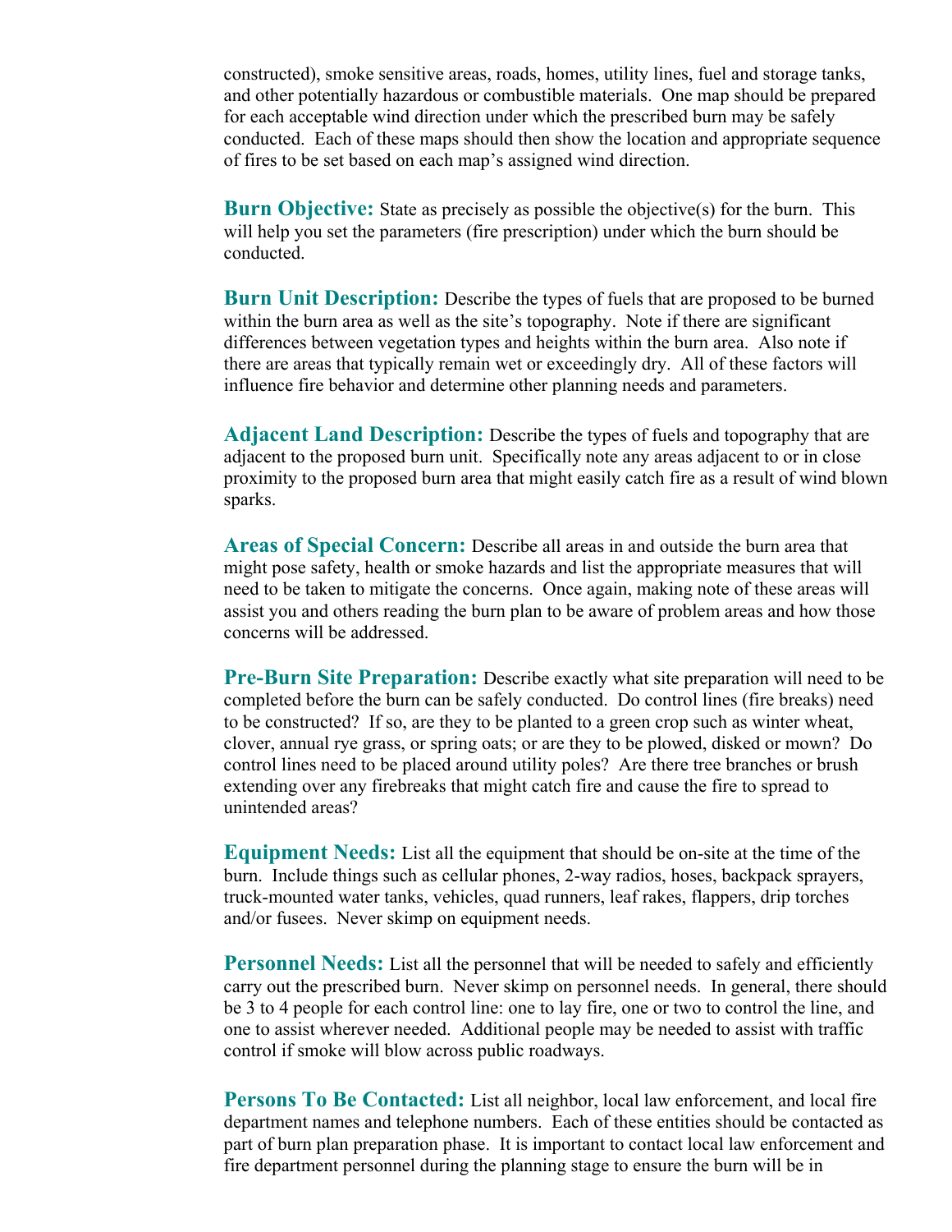constructed), smoke sensitive areas, roads, homes, utility lines, fuel and storage tanks, and other potentially hazardous or combustible materials. One map should be prepared for each acceptable wind direction under which the prescribed burn may be safely conducted. Each of these maps should then show the location and appropriate sequence of fires to be set based on each map's assigned wind direction.

**Burn Objective:** State as precisely as possible the objective(s) for the burn. This will help you set the parameters (fire prescription) under which the burn should be conducted.

**Burn Unit Description:** Describe the types of fuels that are proposed to be burned within the burn area as well as the site's topography. Note if there are significant differences between vegetation types and heights within the burn area. Also note if there are areas that typically remain wet or exceedingly dry. All of these factors will influence fire behavior and determine other planning needs and parameters.

**Adjacent Land Description:** Describe the types of fuels and topography that are adjacent to the proposed burn unit. Specifically note any areas adjacent to or in close proximity to the proposed burn area that might easily catch fire as a result of wind blown sparks.

**Areas of Special Concern:** Describe all areas in and outside the burn area that might pose safety, health or smoke hazards and list the appropriate measures that will need to be taken to mitigate the concerns. Once again, making note of these areas will assist you and others reading the burn plan to be aware of problem areas and how those concerns will be addressed.

**Pre-Burn Site Preparation:** Describe exactly what site preparation will need to be completed before the burn can be safely conducted. Do control lines (fire breaks) need to be constructed? If so, are they to be planted to a green crop such as winter wheat, clover, annual rye grass, or spring oats; or are they to be plowed, disked or mown? Do control lines need to be placed around utility poles? Are there tree branches or brush extending over any firebreaks that might catch fire and cause the fire to spread to unintended areas?

**Equipment Needs:** List all the equipment that should be on-site at the time of the burn. Include things such as cellular phones, 2-way radios, hoses, backpack sprayers, truck-mounted water tanks, vehicles, quad runners, leaf rakes, flappers, drip torches and/or fusees. Never skimp on equipment needs.

**Personnel Needs:** List all the personnel that will be needed to safely and efficiently carry out the prescribed burn. Never skimp on personnel needs. In general, there should be 3 to 4 people for each control line: one to lay fire, one or two to control the line, and one to assist wherever needed. Additional people may be needed to assist with traffic control if smoke will blow across public roadways.

**Persons To Be Contacted:** List all neighbor, local law enforcement, and local fire department names and telephone numbers. Each of these entities should be contacted as part of burn plan preparation phase. It is important to contact local law enforcement and fire department personnel during the planning stage to ensure the burn will be in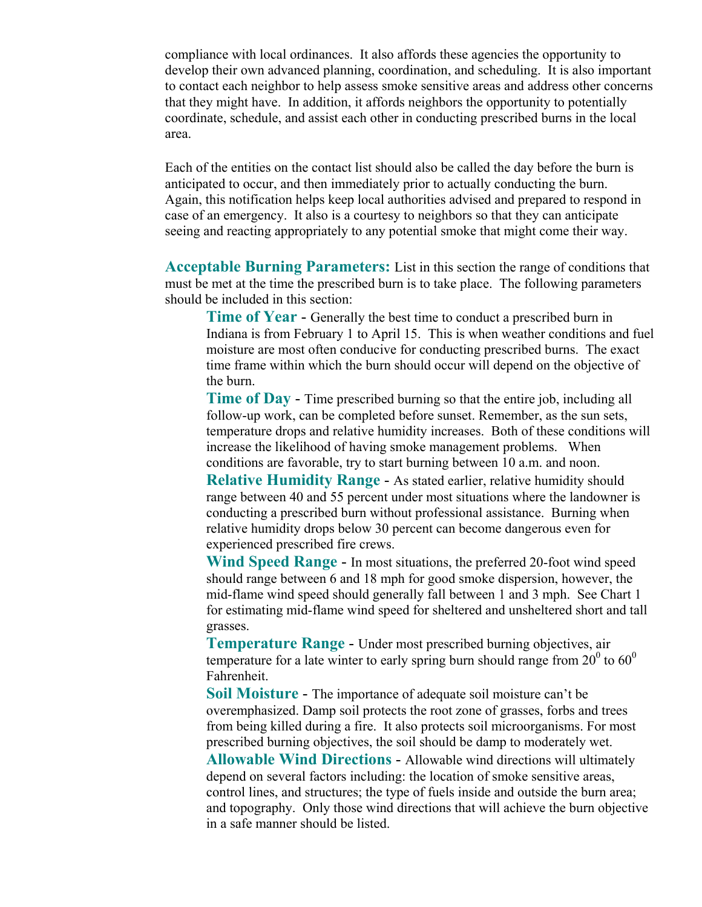compliance with local ordinances. It also affords these agencies the opportunity to develop their own advanced planning, coordination, and scheduling. It is also important to contact each neighbor to help assess smoke sensitive areas and address other concerns that they might have. In addition, it affords neighbors the opportunity to potentially coordinate, schedule, and assist each other in conducting prescribed burns in the local area.

Each of the entities on the contact list should also be called the day before the burn is anticipated to occur, and then immediately prior to actually conducting the burn. Again, this notification helps keep local authorities advised and prepared to respond in case of an emergency. It also is a courtesy to neighbors so that they can anticipate seeing and reacting appropriately to any potential smoke that might come their way.

**Acceptable Burning Parameters:** List in this section the range of conditions that must be met at the time the prescribed burn is to take place. The following parameters should be included in this section:

**Time of Year** - Generally the best time to conduct a prescribed burn in Indiana is from February 1 to April 15. This is when weather conditions and fuel moisture are most often conducive for conducting prescribed burns. The exact time frame within which the burn should occur will depend on the objective of the burn.

**Time of Day** - Time prescribed burning so that the entire job, including all follow-up work, can be completed before sunset. Remember, as the sun sets, temperature drops and relative humidity increases. Both of these conditions will increase the likelihood of having smoke management problems. When conditions are favorable, try to start burning between 10 a.m. and noon.

**Relative Humidity Range** - As stated earlier, relative humidity should range between 40 and 55 percent under most situations where the landowner is conducting a prescribed burn without professional assistance. Burning when relative humidity drops below 30 percent can become dangerous even for experienced prescribed fire crews.

**Wind Speed Range** - In most situations, the preferred 20-foot wind speed should range between 6 and 18 mph for good smoke dispersion, however, the mid-flame wind speed should generally fall between 1 and 3 mph. See Chart 1 for estimating mid-flame wind speed for sheltered and unsheltered short and tall grasses.

**Temperature Range** - Under most prescribed burning objectives, air temperature for a late winter to early spring burn should range from $20^0$ to $60^0$ Fahrenheit.

**Soil Moisture** - The importance of adequate soil moisture can't be overemphasized. Damp soil protects the root zone of grasses, forbs and trees from being killed during a fire. It also protects soil microorganisms. For most prescribed burning objectives, the soil should be damp to moderately wet.

**Allowable Wind Directions** - Allowable wind directions will ultimately depend on several factors including: the location of smoke sensitive areas, control lines, and structures; the type of fuels inside and outside the burn area; and topography. Only those wind directions that will achieve the burn objective in a safe manner should be listed.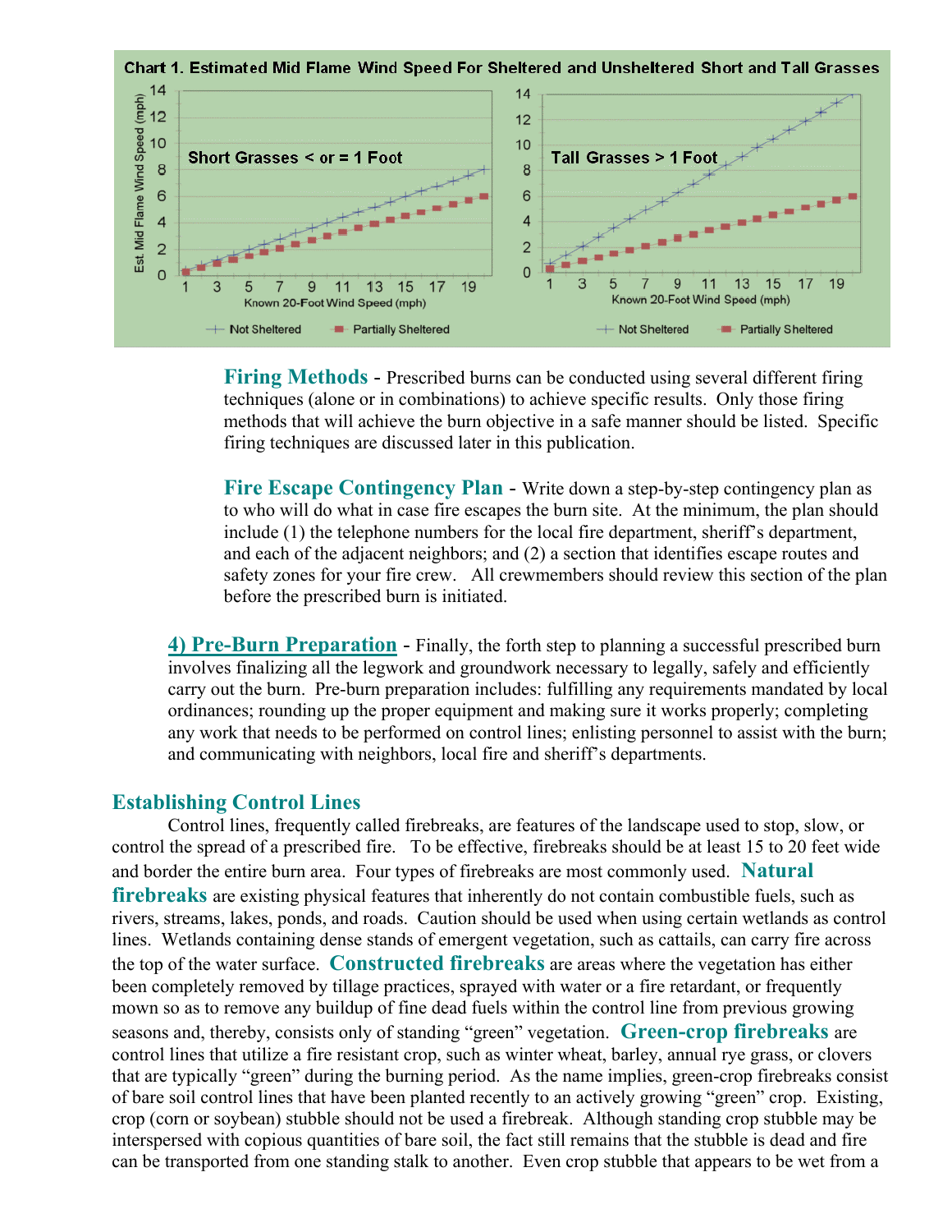**Chart 1. Estimated Mid Flame Wind Speed For Sheltered and Unsheltered Short and Tall Grasses**

**Firing Methods** - Prescribed burns can be conducted using several different firing techniques (alone or in combinations) to achieve specific results. Only those firing methods that will achieve the burn objective in a safe manner should be listed. Specific firing techniques are discussed later in this publication.

**Fire Escape Contingency Plan** - Write down a step-by-step contingency plan as to who will do what in case fire escapes the burn site. At the minimum, the plan should include (1) the telephone numbers for the local fire department, sheriff's department, and each of the adjacent neighbors; and (2) a section that identifies escape routes and safety zones for your fire crew. All crewmembers should review this section of the plan before the prescribed burn is initiated.

**4) Pre-Burn Preparation** - Finally, the forth step to planning a successful prescribed burn involves finalizing all the legwork and groundwork necessary to legally, safely and efficiently carry out the burn. Pre-burn preparation includes: fulfilling any requirements mandated by local ordinances; rounding up the proper equipment and making sure it works properly; completing any work that needs to be performed on control lines; enlisting personnel to assist with the burn; and communicating with neighbors, local fire and sheriff's departments.

## Establishing Control Lines

Control lines, frequently called firebreaks, are features of the landscape used to stop, slow, or control the spread of a prescribed fire. To be effective, firebreaks should be at least 15 to 20 feet wide and border the entire burn area. Four types of firebreaks are most commonly used. **Natural firebreaks** are existing physical features that inherently do not contain combustible fuels, such as rivers, streams, lakes, ponds, and roads. Caution should be used when using certain wetlands as control lines. Wetlands containing dense stands of emergent vegetation, such as cattails, can carry fire across the top of the water surface. **Constructed firebreaks** are areas where the vegetation has either been completely removed by tillage practices, sprayed with water or a fire retardant, or frequently mown so as to remove any buildup of fine dead fuels within the control line from previous growing seasons and, thereby, consists only of standing "green" vegetation. **Green-crop firebreaks** are control lines that utilize a fire resistant crop, such as winter wheat, barley, annual rye grass, or clovers that are typically "green" during the burning period. As the name implies, green-crop firebreaks consist of bare soil control lines that have been planted recently to an actively growing "green" crop. Existing, crop (corn or soybean) stubble should not be used a firebreak. Although standing crop stubble may be interspersed with copious quantities of bare soil, the fact still remains that the stubble is dead and fire can be transported from one standing stalk to another. Even crop stubble that appears to be wet from a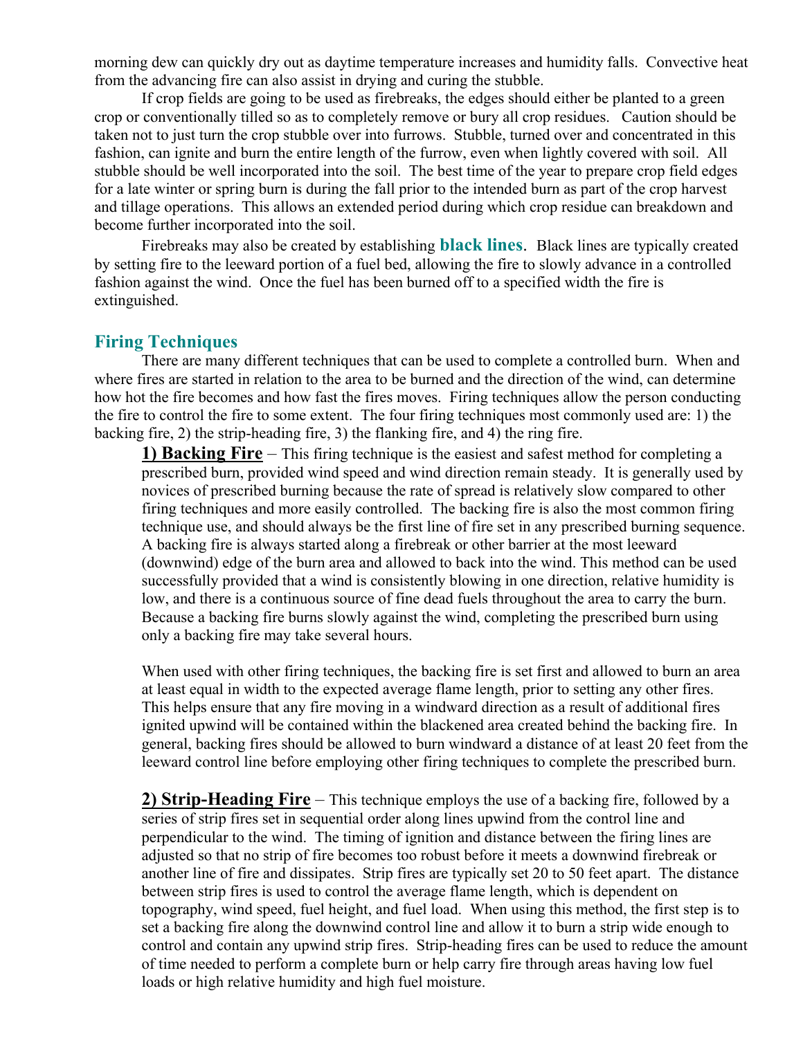morning dew can quickly dry out as daytime temperature increases and humidity falls. Convective heat from the advancing fire can also assist in drying and curing the stubble.

If crop fields are going to be used as firebreaks, the edges should either be planted to a green crop or conventionally tilled so as to completely remove or bury all crop residues. Caution should be taken not to just turn the crop stubble over into furrows. Stubble, turned over and concentrated in this fashion, can ignite and burn the entire length of the furrow, even when lightly covered with soil. All stubble should be well incorporated into the soil. The best time of the year to prepare crop field edges for a late winter or spring burn is during the fall prior to the intended burn as part of the crop harvest and tillage operations. This allows an extended period during which crop residue can breakdown and become further incorporated into the soil.

Firebreaks may also be created by establishing **black lines**. Black lines are typically created by setting fire to the leeward portion of a fuel bed, allowing the fire to slowly advance in a controlled fashion against the wind. Once the fuel has been burned off to a specified width the fire is extinguished.

## Firing Techniques

There are many different techniques that can be used to complete a controlled burn. When and where fires are started in relation to the area to be burned and the direction of the wind, can determine how hot the fire becomes and how fast the fires moves. Firing techniques allow the person conducting the fire to control the fire to some extent. The four firing techniques most commonly used are: 1) the backing fire, 2) the strip-heading fire, 3) the flanking fire, and 4) the ring fire.

**1) Backing Fire** – This firing technique is the easiest and safest method for completing a prescribed burn, provided wind speed and wind direction remain steady. It is generally used by novices of prescribed burning because the rate of spread is relatively slow compared to other firing techniques and more easily controlled. The backing fire is also the most common firing technique use, and should always be the first line of fire set in any prescribed burning sequence. A backing fire is always started along a firebreak or other barrier at the most leeward (downwind) edge of the burn area and allowed to back into the wind. This method can be used successfully provided that a wind is consistently blowing in one direction, relative humidity is low, and there is a continuous source of fine dead fuels throughout the area to carry the burn. Because a backing fire burns slowly against the wind, completing the prescribed burn using only a backing fire may take several hours.

When used with other firing techniques, the backing fire is set first and allowed to burn an area at least equal in width to the expected average flame length, prior to setting any other fires. This helps ensure that any fire moving in a windward direction as a result of additional fires ignited upwind will be contained within the blackened area created behind the backing fire. In general, backing fires should be allowed to burn windward a distance of at least 20 feet from the leeward control line before employing other firing techniques to complete the prescribed burn.

**2) Strip-Heading Fire** – This technique employs the use of a backing fire, followed by a series of strip fires set in sequential order along lines upwind from the control line and perpendicular to the wind. The timing of ignition and distance between the firing lines are adjusted so that no strip of fire becomes too robust before it meets a downwind firebreak or another line of fire and dissipates. Strip fires are typically set 20 to 50 feet apart. The distance between strip fires is used to control the average flame length, which is dependent on topography, wind speed, fuel height, and fuel load. When using this method, the first step is to set a backing fire along the downwind control line and allow it to burn a strip wide enough to control and contain any upwind strip fires. Strip-heading fires can be used to reduce the amount of time needed to perform a complete burn or help carry fire through areas having low fuel loads or high relative humidity and high fuel moisture.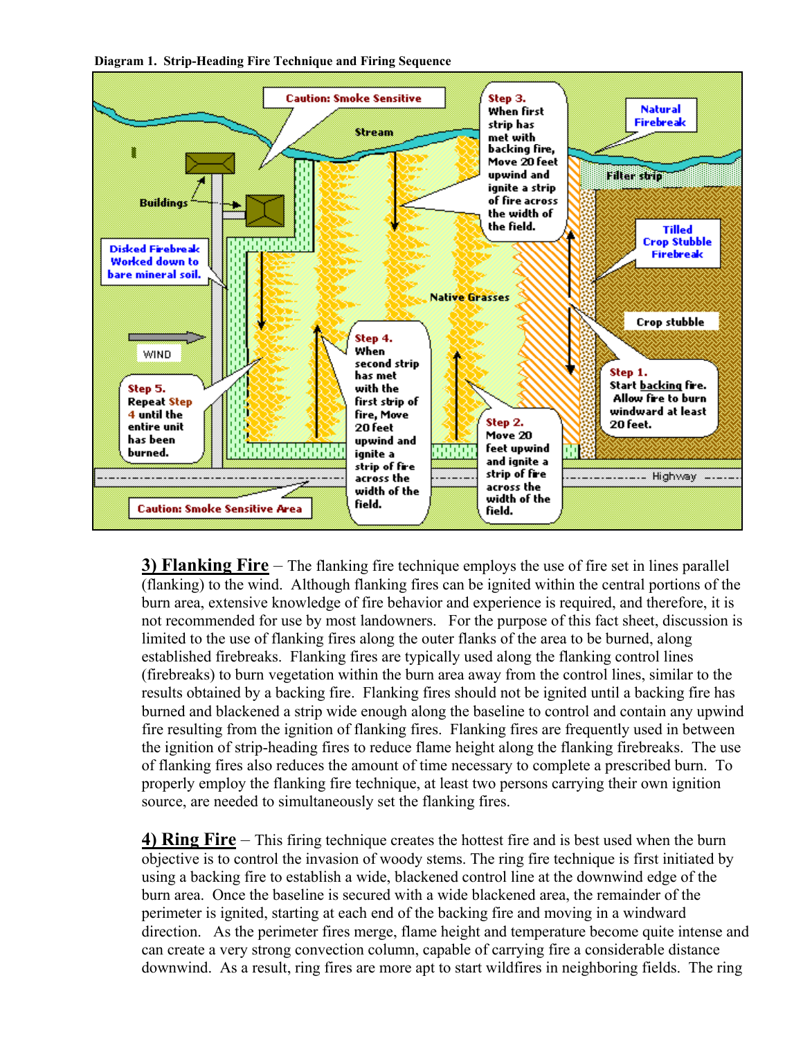**Diagram 1. Strip-Heading Fire Technique and Firing Sequence**

**3) Flanking Fire** – The flanking fire technique employs the use of fire set in lines parallel (flanking) to the wind. Although flanking fires can be ignited within the central portions of the burn area, extensive knowledge of fire behavior and experience is required, and therefore, it is not recommended for use by most landowners. For the purpose of this fact sheet, discussion is limited to the use of flanking fires along the outer flanks of the area to be burned, along established firebreaks. Flanking fires are typically used along the flanking control lines (firebreaks) to burn vegetation within the burn area away from the control lines, similar to the results obtained by a backing fire. Flanking fires should not be ignited until a backing fire has burned and blackened a strip wide enough along the baseline to control and contain any upwind fire resulting from the ignition of flanking fires. Flanking fires are frequently used in between the ignition of strip-heading fires to reduce flame height along the flanking firebreaks. The use of flanking fires also reduces the amount of time necessary to complete a prescribed burn. To properly employ the flanking fire technique, at least two persons carrying their own ignition source, are needed to simultaneously set the flanking fires.

**4) Ring Fire** – This firing technique creates the hottest fire and is best used when the burn objective is to control the invasion of woody stems. The ring fire technique is first initiated by using a backing fire to establish a wide, blackened control line at the downwind edge of the burn area. Once the baseline is secured with a wide blackened area, the remainder of the perimeter is ignited, starting at each end of the backing fire and moving in a windward direction. As the perimeter fires merge, flame height and temperature become quite intense and can create a very strong convection column, capable of carrying fire a considerable distance downwind. As a result, ring fires are more apt to start wildfires in neighboring fields. The ring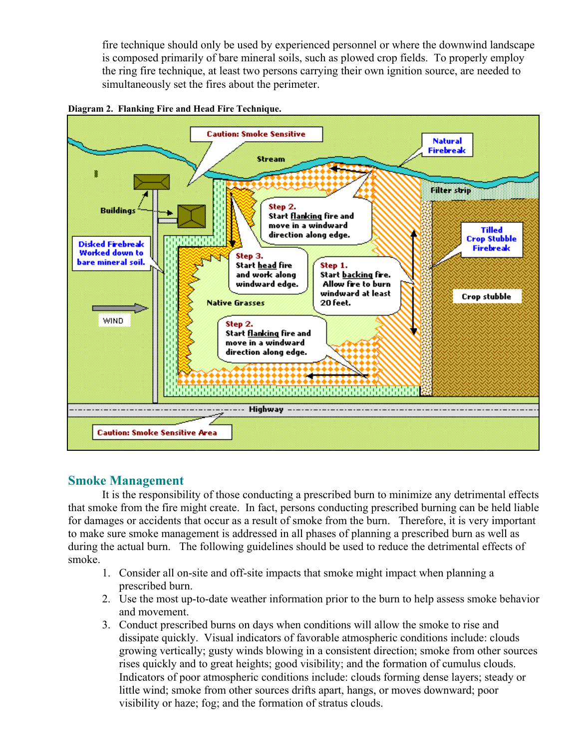fire technique should only be used by experienced personnel or where the downwind landscape is composed primarily of bare mineral soils, such as plowed crop fields. To properly employ the ring fire technique, at least two persons carrying their own ignition source, are needed to simultaneously set the fires about the perimeter.

**Diagram 2. Flanking Fire and Head Fire Technique.**

## Smoke Management

It is the responsibility of those conducting a prescribed burn to minimize any detrimental effects that smoke from the fire might create. In fact, persons conducting prescribed burning can be held liable for damages or accidents that occur as a result of smoke from the burn. Therefore, it is very important to make sure smoke management is addressed in all phases of planning a prescribed burn as well as during the actual burn. The following guidelines should be used to reduce the detrimental effects of smoke.

1. Consider all on-site and off-site impacts that smoke might impact when planning a prescribed burn.
2. Use the most up-to-date weather information prior to the burn to help assess smoke behavior and movement.
3. Conduct prescribed burns on days when conditions will allow the smoke to rise and dissipate quickly. Visual indicators of favorable atmospheric conditions include: clouds growing vertically; gusty winds blowing in a consistent direction; smoke from other sources rises quickly and to great heights; good visibility; and the formation of cumulus clouds. Indicators of poor atmospheric conditions include: clouds forming dense layers; steady or little wind; smoke from other sources drifts apart, hangs, or moves downward; poor visibility or haze; fog; and the formation of stratus clouds.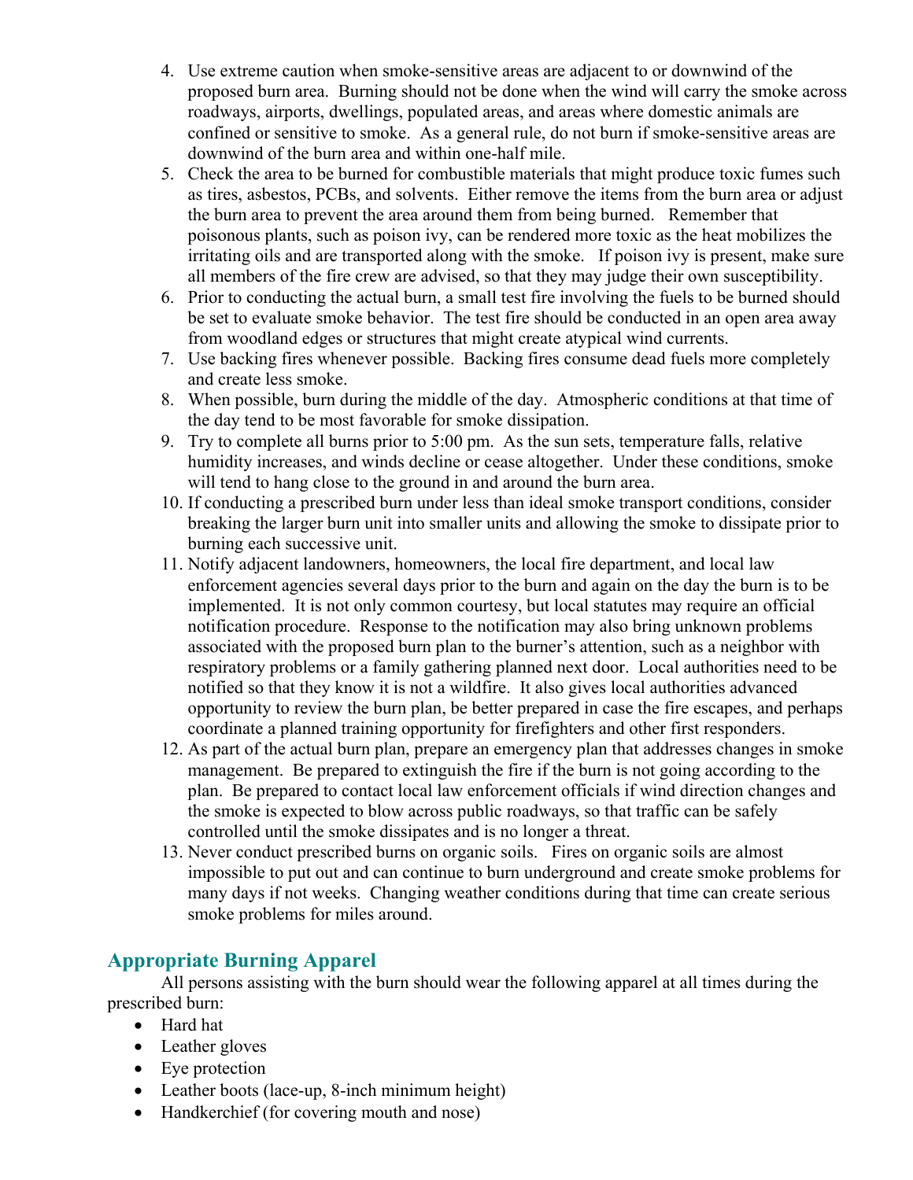4. Use extreme caution when smoke-sensitive areas are adjacent to or downwind of the proposed burn area. Burning should not be done when the wind will carry the smoke across roadways, airports, dwellings, populated areas, and areas where domestic animals are confined or sensitive to smoke. As a general rule, do not burn if smoke-sensitive areas are downwind of the burn area and within one-half mile.
5. Check the area to be burned for combustible materials that might produce toxic fumes such as tires, asbestos, PCBs, and solvents. Either remove the items from the burn area or adjust the burn area to prevent the area around them from being burned. Remember that poisonous plants, such as poison ivy, can be rendered more toxic as the heat mobilizes the irritating oils and are transported along with the smoke. If poison ivy is present, make sure all members of the fire crew are advised, so that they may judge their own susceptibility.
6. Prior to conducting the actual burn, a small test fire involving the fuels to be burned should be set to evaluate smoke behavior. The test fire should be conducted in an open area away from woodland edges or structures that might create atypical wind currents.
7. Use backing fires whenever possible. Backing fires consume dead fuels more completely and create less smoke.
8. When possible, burn during the middle of the day. Atmospheric conditions at that time of the day tend to be most favorable for smoke dissipation.
9. Try to complete all burns prior to 5:00 pm. As the sun sets, temperature falls, relative humidity increases, and winds decline or cease altogether. Under these conditions, smoke will tend to hang close to the ground in and around the burn area.
10. If conducting a prescribed burn under less than ideal smoke transport conditions, consider breaking the larger burn unit into smaller units and allowing the smoke to dissipate prior to burning each successive unit.
11. Notify adjacent landowners, homeowners, the local fire department, and local law enforcement agencies several days prior to the burn and again on the day the burn is to be implemented. It is not only common courtesy, but local statutes may require an official notification procedure. Response to the notification may also bring unknown problems associated with the proposed burn plan to the burner's attention, such as a neighbor with respiratory problems or a family gathering planned next door. Local authorities need to be notified so that they know it is not a wildfire. It also gives local authorities advanced opportunity to review the burn plan, be better prepared in case the fire escapes, and perhaps coordinate a planned training opportunity for firefighters and other first responders.
12. As part of the actual burn plan, prepare an emergency plan that addresses changes in smoke management. Be prepared to extinguish the fire if the burn is not going according to the plan. Be prepared to contact local law enforcement officials if wind direction changes and the smoke is expected to blow across public roadways, so that traffic can be safely controlled until the smoke dissipates and is no longer a threat.
13. Never conduct prescribed burns on organic soils. Fires on organic soils are almost impossible to put out and can continue to burn underground and create smoke problems for many days if not weeks. Changing weather conditions during that time can create serious smoke problems for miles around.

## Appropriate Burning Apparel

All persons assisting with the burn should wear the following apparel at all times during the prescribed burn:

- Hard hat
- Leather gloves
- Eye protection
- Leather boots (lace-up, 8-inch minimum height)
- Handkerchief (for covering mouth and nose)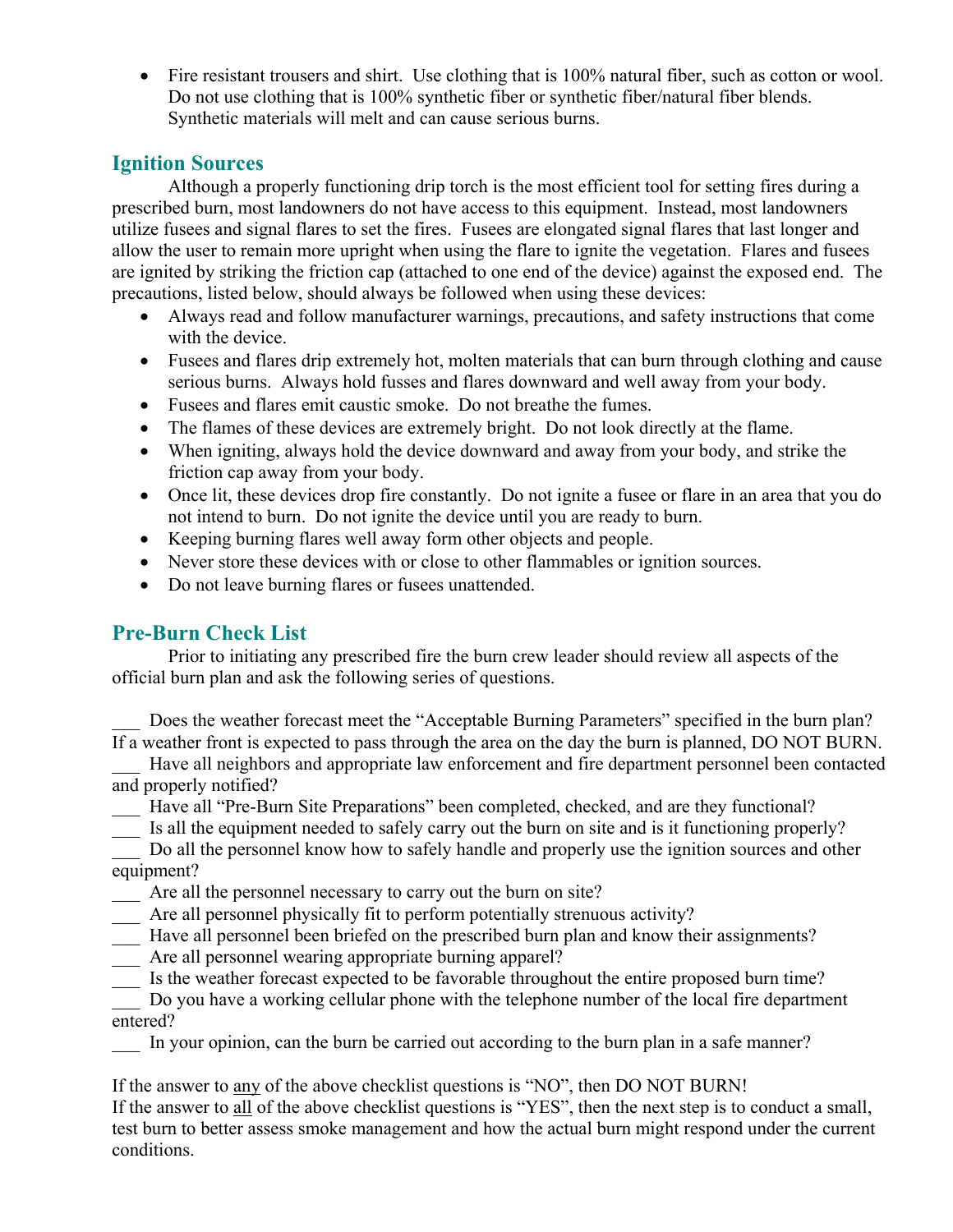- Fire resistant trousers and shirt. Use clothing that is 100% natural fiber, such as cotton or wool. Do not use clothing that is 100% synthetic fiber or synthetic fiber/natural fiber blends. Synthetic materials will melt and can cause serious burns.

## Ignition Sources

Although a properly functioning drip torch is the most efficient tool for setting fires during a prescribed burn, most landowners do not have access to this equipment. Instead, most landowners utilize fusees and signal flares to set the fires. Fusees are elongated signal flares that last longer and allow the user to remain more upright when using the flare to ignite the vegetation. Flares and fusees are ignited by striking the friction cap (attached to one end of the device) against the exposed end. The precautions, listed below, should always be followed when using these devices:

- Always read and follow manufacturer warnings, precautions, and safety instructions that come with the device.
- Fusees and flares drip extremely hot, molten materials that can burn through clothing and cause serious burns. Always hold fusses and flares downward and well away from your body.
- Fusees and flares emit caustic smoke. Do not breathe the fumes.
- The flames of these devices are extremely bright. Do not look directly at the flame.
- When igniting, always hold the device downward and away from your body, and strike the friction cap away from your body.
- Once lit, these devices drop fire constantly. Do not ignite a fusee or flare in an area that you do not intend to burn. Do not ignite the device until you are ready to burn.
- Keeping burning flares well away form other objects and people.
- Never store these devices with or close to other flammables or ignition sources.
- Do not leave burning flares or fusees unattended.

## Pre-Burn Check List

Prior to initiating any prescribed fire the burn crew leader should review all aspects of the official burn plan and ask the following series of questions.

___ Does the weather forecast meet the "Acceptable Burning Parameters" specified in the burn plan? If a weather front is expected to pass through the area on the day the burn is planned, DO NOT BURN.
___ Have all neighbors and appropriate law enforcement and fire department personnel been contacted and properly notified?
___ Have all "Pre-Burn Site Preparations" been completed, checked, and are they functional?
___ Is all the equipment needed to safely carry out the burn on site and is it functioning properly?
___ Do all the personnel know how to safely handle and properly use the ignition sources and other equipment?
___ Are all the personnel necessary to carry out the burn on site?
___ Are all personnel physically fit to perform potentially strenuous activity?
___ Have all personnel been briefed on the prescribed burn plan and know their assignments?
___ Are all personnel wearing appropriate burning apparel?
___ Is the weather forecast expected to be favorable throughout the entire proposed burn time?
___ Do you have a working cellular phone with the telephone number of the local fire department entered?
___ In your opinion, can the burn be carried out according to the burn plan in a safe manner?

If the answer to <u>any</u> of the above checklist questions is "NO", then DO NOT BURN!
If the answer to <u>all</u> of the above checklist questions is "YES", then the next step is to conduct a small, test burn to better assess smoke management and how the actual burn might respond under the current conditions.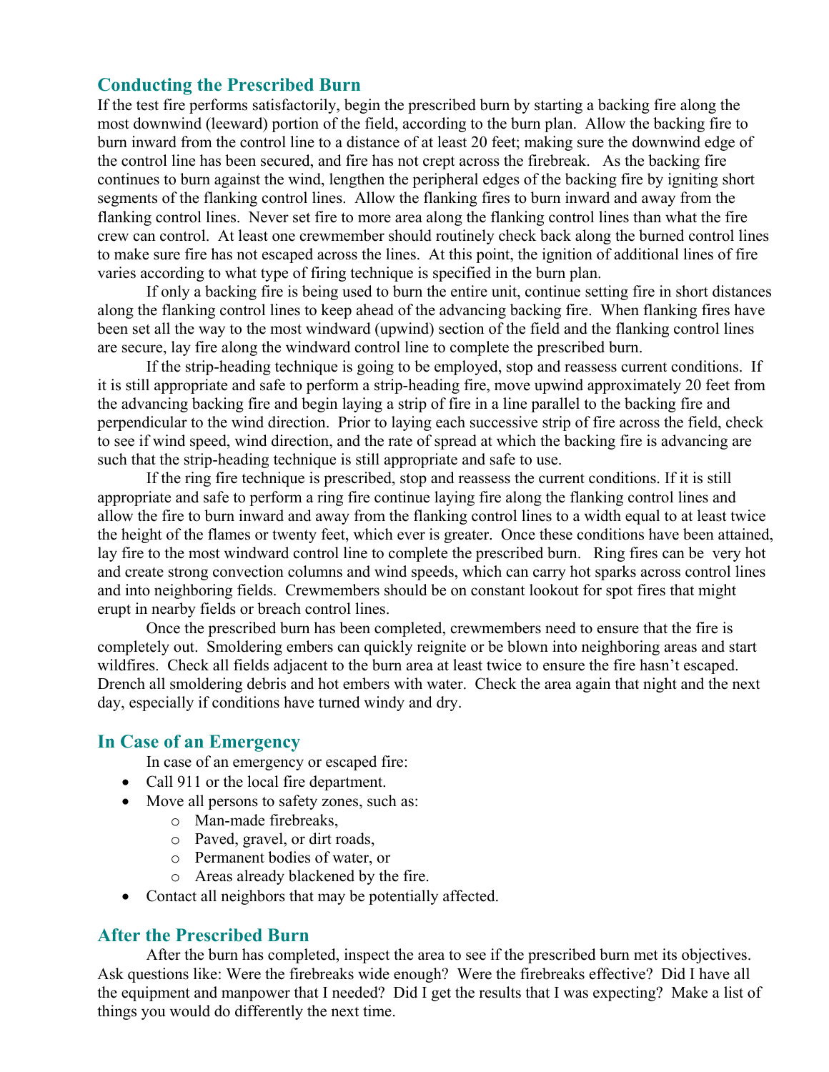## Conducting the Prescribed Burn

If the test fire performs satisfactorily, begin the prescribed burn by starting a backing fire along the most downwind (leeward) portion of the field, according to the burn plan. Allow the backing fire to burn inward from the control line to a distance of at least 20 feet; making sure the downwind edge of the control line has been secured, and fire has not crept across the firebreak. As the backing fire continues to burn against the wind, lengthen the peripheral edges of the backing fire by igniting short segments of the flanking control lines. Allow the flanking fires to burn inward and away from the flanking control lines. Never set fire to more area along the flanking control lines than what the fire crew can control. At least one crewmember should routinely check back along the burned control lines to make sure fire has not escaped across the lines. At this point, the ignition of additional lines of fire varies according to what type of firing technique is specified in the burn plan.

If only a backing fire is being used to burn the entire unit, continue setting fire in short distances along the flanking control lines to keep ahead of the advancing backing fire. When flanking fires have been set all the way to the most windward (upwind) section of the field and the flanking control lines are secure, lay fire along the windward control line to complete the prescribed burn.

If the strip-heading technique is going to be employed, stop and reassess current conditions. If it is still appropriate and safe to perform a strip-heading fire, move upwind approximately 20 feet from the advancing backing fire and begin laying a strip of fire in a line parallel to the backing fire and perpendicular to the wind direction. Prior to laying each successive strip of fire across the field, check to see if wind speed, wind direction, and the rate of spread at which the backing fire is advancing are such that the strip-heading technique is still appropriate and safe to use.

If the ring fire technique is prescribed, stop and reassess the current conditions. If it is still appropriate and safe to perform a ring fire continue laying fire along the flanking control lines and allow the fire to burn inward and away from the flanking control lines to a width equal to at least twice the height of the flames or twenty feet, which ever is greater. Once these conditions have been attained, lay fire to the most windward control line to complete the prescribed burn. Ring fires can be very hot and create strong convection columns and wind speeds, which can carry hot sparks across control lines and into neighboring fields. Crewmembers should be on constant lookout for spot fires that might erupt in nearby fields or breach control lines.

Once the prescribed burn has been completed, crewmembers need to ensure that the fire is completely out. Smoldering embers can quickly reignite or be blown into neighboring areas and start wildfires. Check all fields adjacent to the burn area at least twice to ensure the fire hasn't escaped. Drench all smoldering debris and hot embers with water. Check the area again that night and the next day, especially if conditions have turned windy and dry.

## In Case of an Emergency

In case of an emergency or escaped fire:

- Call 911 or the local fire department.
- Move all persons to safety zones, such as:
    - Man-made firebreaks,
    - Paved, gravel, or dirt roads,
    - Permanent bodies of water, or
    - Areas already blackened by the fire.
- Contact all neighbors that may be potentially affected.

## After the Prescribed Burn

After the burn has completed, inspect the area to see if the prescribed burn met its objectives. Ask questions like: Were the firebreaks wide enough? Were the firebreaks effective? Did I have all the equipment and manpower that I needed? Did I get the results that I was expecting? Make a list of things you would do differently the next time.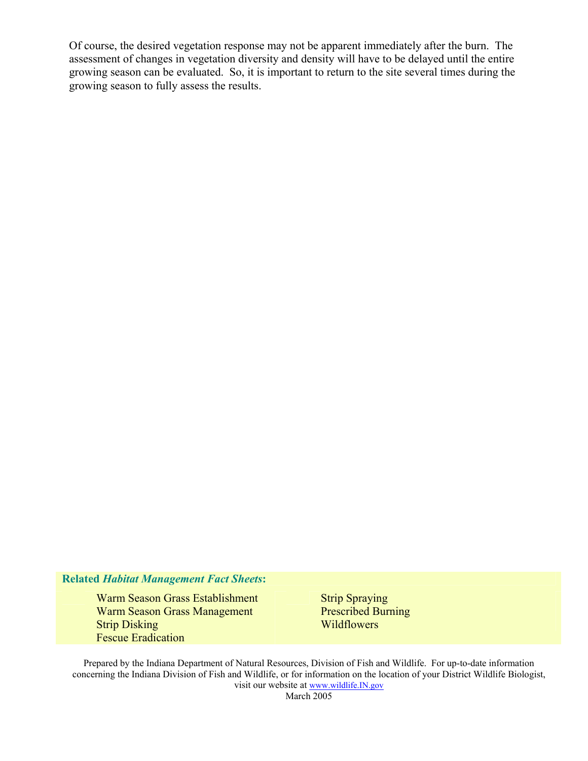Of course, the desired vegetation response may not be apparent immediately after the burn. The assessment of changes in vegetation diversity and density will have to be delayed until the entire growing season can be evaluated. So, it is important to return to the site several times during the growing season to fully assess the results.

**Related *Habitat Management Fact Sheets*:**

- Warm Season Grass Establishment
- Warm Season Grass Management
- Strip Disking
- Fescue Eradication
- Strip Spraying
- Prescribed Burning
- Wildflowers

Prepared by the Indiana Department of Natural Resources, Division of Fish and Wildlife. For up-to-date information concerning the Indiana Division of Fish and Wildlife, or for information on the location of your District Wildlife Biologist, visit our website at www.wildlife.IN.gov

March 2005